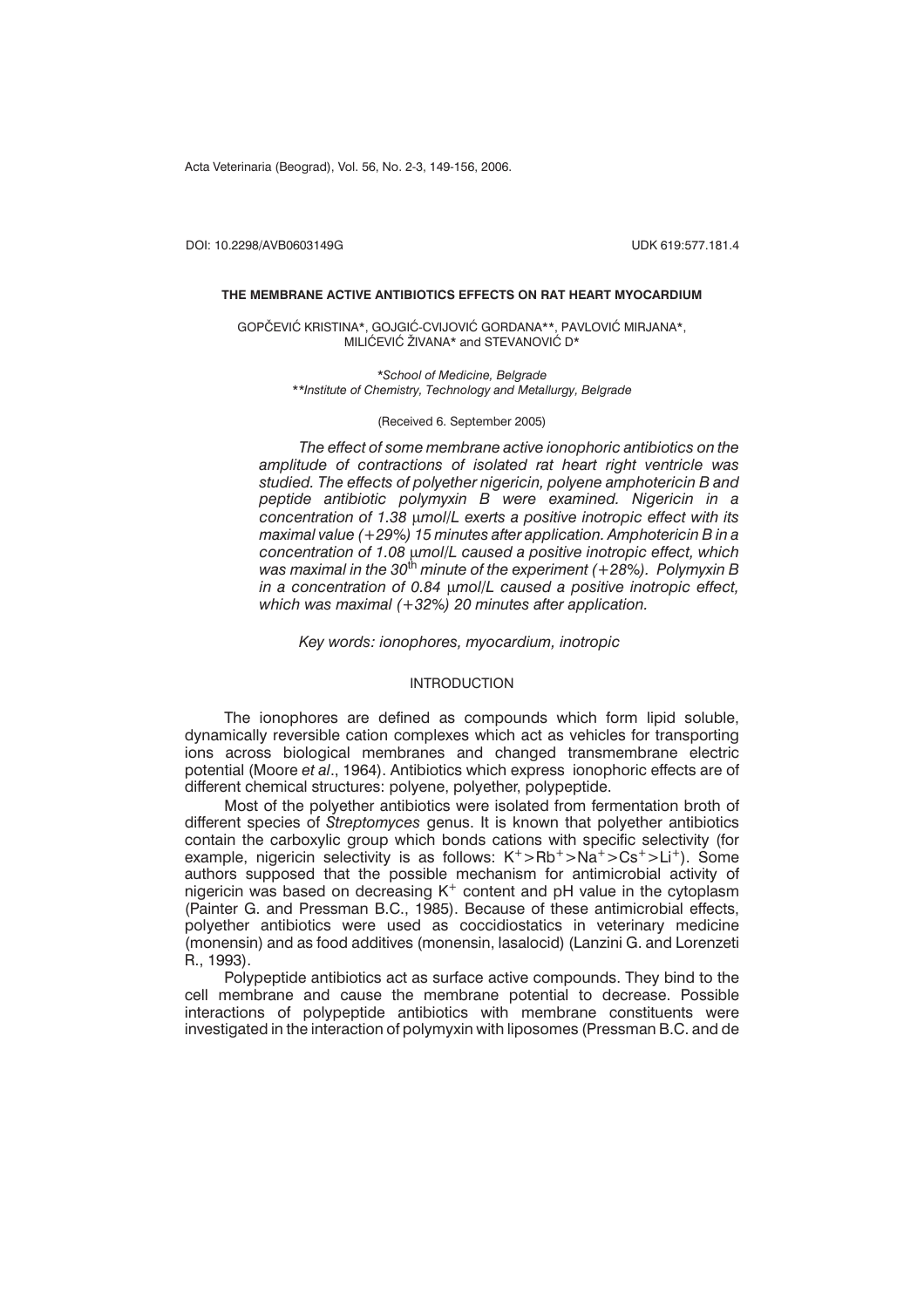DOI: 10.2298/AVB0603149G UDK 619:577.181.4

# THE MEMBRANE ACTIVE ANTIBIOTICS EFFECTS ON RAT HEART MYOCARDIUM

GOPČEVIĆ KRISTINA*, GOJGIĆ-CVIJOVIĆ GORDANA**, PAVLOVIĆ MIRJANA*, MILIĆEVIĆ ŽIVANA* and STEVANOVIĆ D*

*\*School of Medicine, Belgrade*
*\*\*Institute of Chemistry, Technology and Metallurgy, Belgrade*

(Received 6. September 2005)

*The effect of some membrane active ionophoric antibiotics on the amplitude of contractions of isolated rat heart right ventricle was studied. The effects of polyether nigericin, polyene amphotericin B and peptide antibiotic polymyxin B were examined. Nigericin in a concentration of 1.38 μmol/L exerts a positive inotropic effect with its maximal value (+29%) 15 minutes after application. Amphotericin B in a concentration of 1.08 μmol/L caused a positive inotropic effect, which was maximal in the 30$^{th}$ minute of the experiment (+28%). Polymyxin B in a concentration of 0.84 μmol/L caused a positive inotropic effect, which was maximal (+32%) 20 minutes after application.*

*Key words: ionophores, myocardium, inotropic*

## INTRODUCTION

The ionophores are defined as compounds which form lipid soluble, dynamically reversible cation complexes which act as vehicles for transporting ions across biological membranes and changed transmembrane electric potential (Moore *et al*., 1964). Antibiotics which express ionophoric effects are of different chemical structures: polyene, polyether, polypeptide.

Most of the polyether antibiotics were isolated from fermentation broth of different species of *Streptomyces* genus. It is known that polyether antibiotics contain the carboxylic group which bonds cations with specific selectivity (for example, nigericin selectivity is as follows: $K^+ > Rb^+ > Na^+ > Cs^+ > Li^+$). Some authors supposed that the possible mechanism for antimicrobial activity of nigericin was based on decreasing $K^+$ content and pH value in the cytoplasm (Painter G. and Pressman B.C., 1985). Because of these antimicrobial effects, polyether antibiotics were used as coccidiostatics in veterinary medicine (monensin) and as food additives (monensin, lasalocid) (Lanzini G. and Lorenzeti R., 1993).

Polypeptide antibiotics act as surface active compounds. They bind to the cell membrane and cause the membrane potential to decrease. Possible interactions of polypeptide antibiotics with membrane constituents were investigated in the interaction of polymyxin with liposomes (Pressman B.C. and de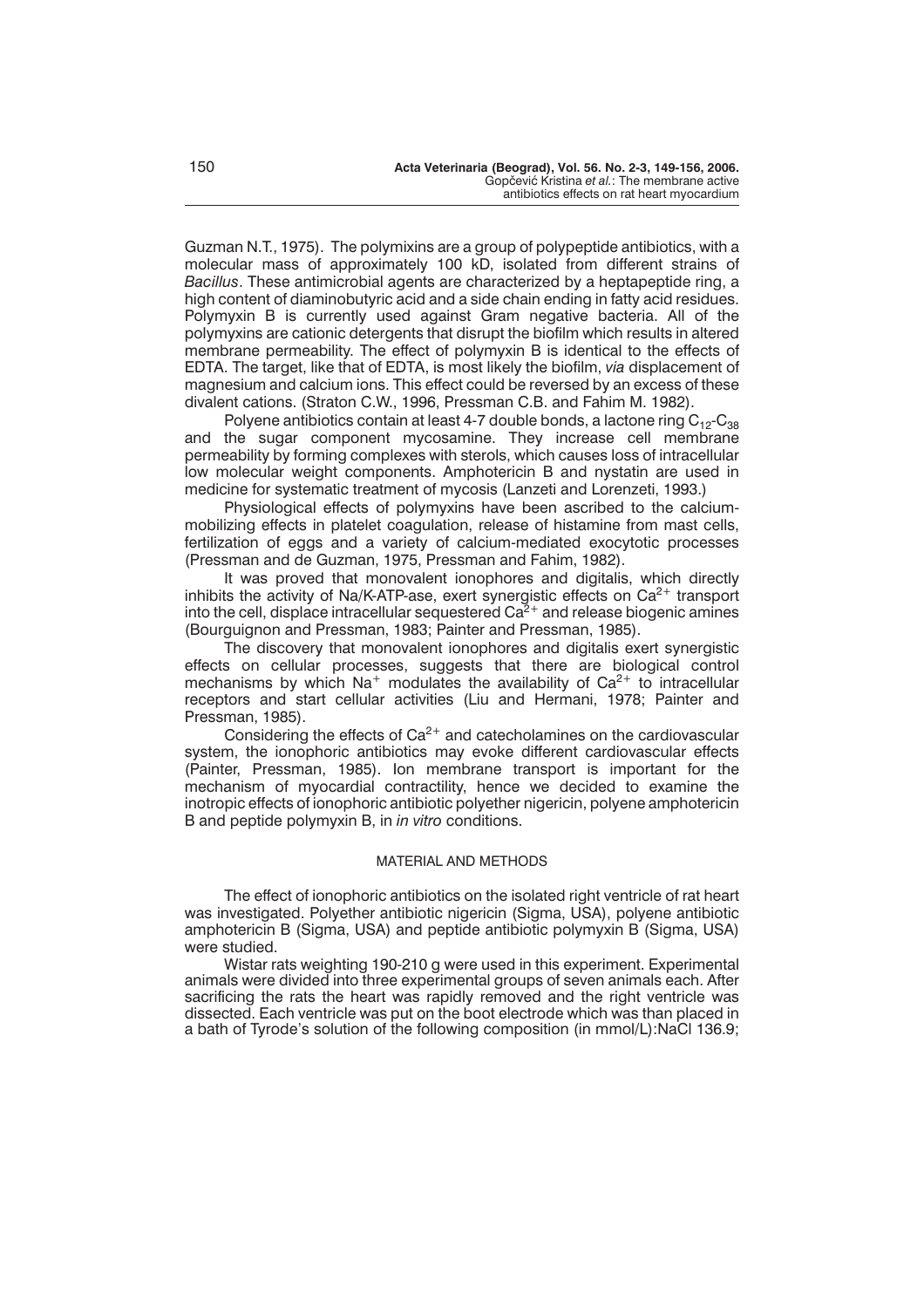Guzman N.T., 1975). The polymixins are a group of polypeptide antibiotics, with a molecular mass of approximately 100 kD, isolated from different strains of *Bacillus*. These antimicrobial agents are characterized by a heptapeptide ring, a high content of diaminobutyric acid and a side chain ending in fatty acid residues. Polymyxin B is currently used against Gram negative bacteria. All of the polymyxins are cationic detergents that disrupt the biofilm which results in altered membrane permeability. The effect of polymyxin B is identical to the effects of EDTA. The target, like that of EDTA, is most likely the biofilm, *via* displacement of magnesium and calcium ions. This effect could be reversed by an excess of these divalent cations. (Straton C.W., 1996, Pressman C.B. and Fahim M. 1982).

Polyene antibiotics contain at least 4-7 double bonds, a lactone ring $C_{12}$-$C_{38}$ and the sugar component mycosamine. They increase cell membrane permeability by forming complexes with sterols, which causes loss of intracellular low molecular weight components. Amphotericin B and nystatin are used in medicine for systematic treatment of mycosis (Lanzeti and Lorenzeti, 1993.)

Physiological effects of polymyxins have been ascribed to the calcium-mobilizing effects in platelet coagulation, release of histamine from mast cells, fertilization of eggs and a variety of calcium-mediated exocytotic processes (Pressman and de Guzman, 1975, Pressman and Fahim, 1982).

It was proved that monovalent ionophores and digitalis, which directly inhibits the activity of Na/K-ATP-ase, exert synergistic effects on $Ca^{2+}$ transport into the cell, displace intracellular sequestered $Ca^{2+}$ and release biogenic amines (Bourguignon and Pressman, 1983; Painter and Pressman, 1985).

The discovery that monovalent ionophores and digitalis exert synergistic effects on cellular processes, suggests that there are biological control mechanisms by which $Na^{+}$ modulates the availability of $Ca^{2+}$ to intracellular receptors and start cellular activities (Liu and Hermani, 1978; Painter and Pressman, 1985).

Considering the effects of $Ca^{2+}$ and catecholamines on the cardiovascular system, the ionophoric antibiotics may evoke different cardiovascular effects (Painter, Pressman, 1985). Ion membrane transport is important for the mechanism of myocardial contractility, hence we decided to examine the inotropic effects of ionophoric antibiotic polyether nigericin, polyene amphotericin B and peptide polymyxin B, in *in vitro* conditions.

## MATERIAL AND METHODS

The effect of ionophoric antibiotics on the isolated right ventricle of rat heart was investigated. Polyether antibiotic nigericin (Sigma, USA), polyene antibiotic amphotericin B (Sigma, USA) and peptide antibiotic polymyxin B (Sigma, USA) were studied.

Wistar rats weighting 190-210 g were used in this experiment. Experimental animals were divided into three experimental groups of seven animals each. After sacrificing the rats the heart was rapidly removed and the right ventricle was dissected. Each ventricle was put on the boot electrode which was than placed in a bath of Tyrode's solution of the following composition (in mmol/L):NaCl 136.9;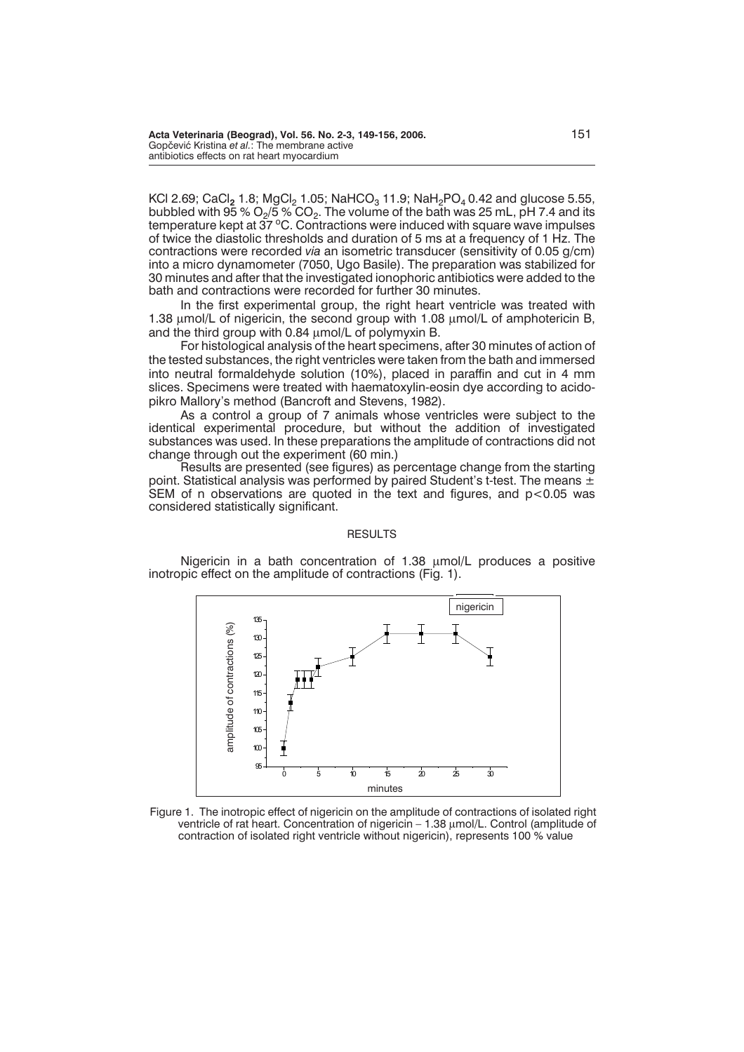KCl 2.69; $CaCl_2$ 1.8; $MgCl_2$ 1.05; $NaHCO_3$ 11.9; $NaH_2PO_4$ 0.42 and glucose 5.55, bubbled with 95 % $O_2$/5 % $CO_2$. The volume of the bath was 25 mL, pH 7.4 and its temperature kept at 37 °C. Contractions were induced with square wave impulses of twice the diastolic thresholds and duration of 5 ms at a frequency of 1 Hz. The contractions were recorded *via* an isometric transducer (sensitivity of 0.05 g/cm) into a micro dynamometer (7050, Ugo Basile). The preparation was stabilized for 30 minutes and after that the investigated ionophoric antibiotics were added to the bath and contractions were recorded for further 30 minutes.

In the first experimental group, the right heart ventricle was treated with 1.38 μmol/L of nigericin, the second group with 1.08 μmol/L of amphotericin B, and the third group with 0.84 μmol/L of polymyxin B.

For histological analysis of the heart specimens, after 30 minutes of action of the tested substances, the right ventricles were taken from the bath and immersed into neutral formaldehyde solution (10%), placed in paraffin and cut in 4 mm slices. Specimens were treated with haematoxylin-eosin dye according to acido-pikro Mallory's method (Bancroft and Stevens, 1982).

As a control a group of 7 animals whose ventricles were subject to the identical experimental procedure, but without the addition of investigated substances was used. In these preparations the amplitude of contractions did not change through out the experiment (60 min.)

Results are presented (see figures) as percentage change from the starting point. Statistical analysis was performed by paired Student's t-test. The means ± SEM of n observations are quoted in the text and figures, and $p<0.05$ was considered statistically significant.

## RESULTS

Nigericin in a bath concentration of 1.38 μmol/L produces a positive inotropic effect on the amplitude of contractions (Fig. 1).

Figure 1. The inotropic effect of nigericin on the amplitude of contractions of isolated right ventricle of rat heart. Concentration of nigericin – 1.38 μmol/L. Control (amplitude of contraction of isolated right ventricle without nigericin), represents 100 % value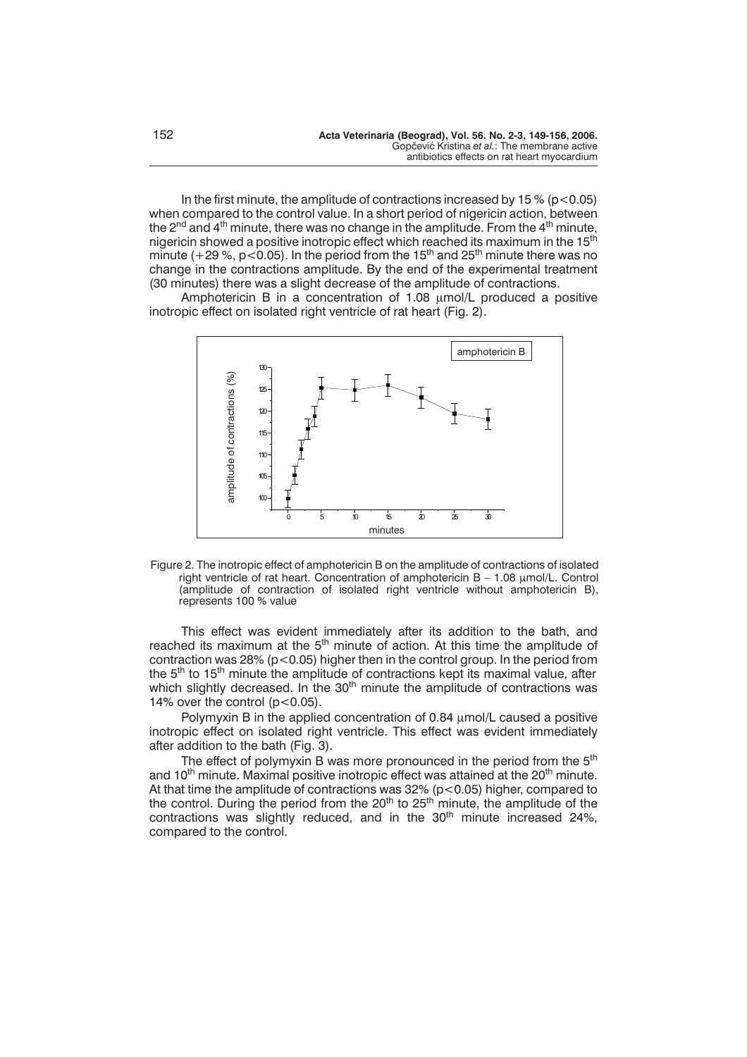In the first minute, the amplitude of contractions increased by 15 % ($p<0.05$) when compared to the control value. In a short period of nigericin action, between the 2nd and 4th minute, there was no change in the amplitude. From the 4th minute, nigericin showed a positive inotropic effect which reached its maximum in the 15th minute (+29 %, $p<0.05$). In the period from the 15th and 25th minute there was no change in the contractions amplitude. By the end of the experimental treatment (30 minutes) there was a slight decrease of the amplitude of contractions.

Amphotericin B in a concentration of 1.08 μmol/L produced a positive inotropic effect on isolated right ventricle of rat heart (Fig. 2).

Figure 2. The inotropic effect of amphotericin B on the amplitude of contractions of isolated right ventricle of rat heart. Concentration of amphotericin B – 1.08 μmol/L. Control (amplitude of contraction of isolated right ventricle without amphotericin B), represents 100 % value

This effect was evident immediately after its addition to the bath, and reached its maximum at the 5th minute of action. At this time the amplitude of contraction was 28% ($p<0.05$) higher then in the control group. In the period from the 5th to 15th minute the amplitude of contractions kept its maximal value, after which slightly decreased. In the 30th minute the amplitude of contractions was 14% over the control ($p<0.05$).

Polymyxin B in the applied concentration of 0.84 μmol/L caused a positive inotropic effect on isolated right ventricle. This effect was evident immediately after addition to the bath (Fig. 3).

The effect of polymyxin B was more pronounced in the period from the 5th and 10th minute. Maximal positive inotropic effect was attained at the 20th minute. At that time the amplitude of contractions was 32% ($p<0.05$) higher, compared to the control. During the period from the 20th to 25th minute, the amplitude of the contractions was slightly reduced, and in the 30th minute increased 24%, compared to the control.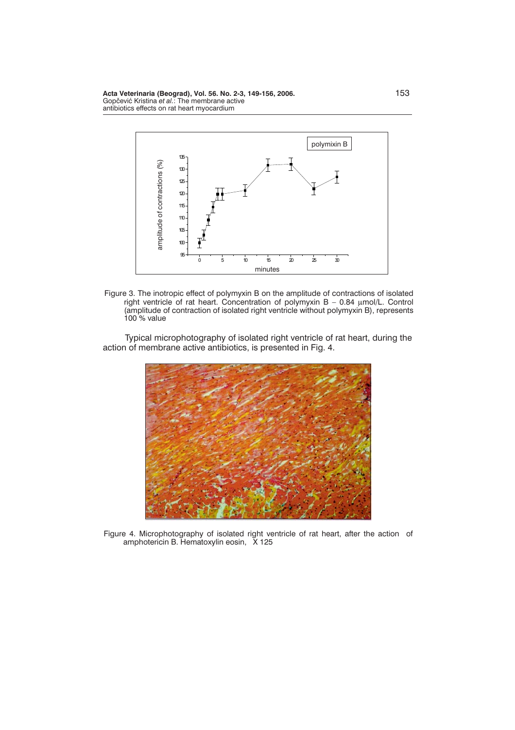Figure 3. The inotropic effect of polymyxin B on the amplitude of contractions of isolated right ventricle of rat heart. Concentration of polymyxin B – 0.84 μmol/L. Control (amplitude of contraction of isolated right ventricle without polymyxin B), represents 100 % value

Typical microphotography of isolated right ventricle of rat heart, during the action of membrane active antibiotics, is presented in Fig. 4.

Figure 4. Microphotography of isolated right ventricle of rat heart, after the action of amphotericin B. Hematoxylin eosin, X 125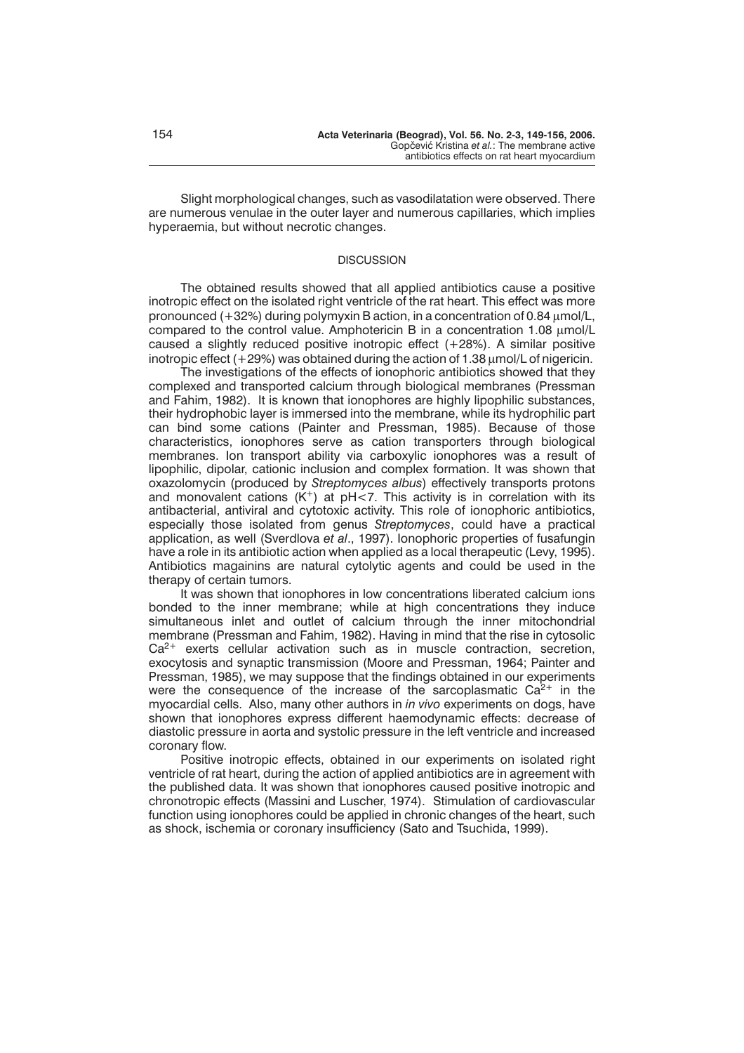Slight morphological changes, such as vasodilatation were observed. There are numerous venulae in the outer layer and numerous capillaries, which implies hyperaemia, but without necrotic changes.

## DISCUSSION

The obtained results showed that all applied antibiotics cause a positive inotropic effect on the isolated right ventricle of the rat heart. This effect was more pronounced (+32%) during polymyxin B action, in a concentration of 0.84 μmol/L, compared to the control value. Amphotericin B in a concentration 1.08 μmol/L caused a slightly reduced positive inotropic effect (+28%). A similar positive inotropic effect (+29%) was obtained during the action of 1.38 μmol/L of nigericin.

The investigations of the effects of ionophoric antibiotics showed that they complexed and transported calcium through biological membranes (Pressman and Fahim, 1982). It is known that ionophores are highly lipophilic substances, their hydrophobic layer is immersed into the membrane, while its hydrophilic part can bind some cations (Painter and Pressman, 1985). Because of those characteristics, ionophores serve as cation transporters through biological membranes. Ion transport ability via carboxylic ionophores was a result of lipophilic, dipolar, cationic inclusion and complex formation. It was shown that oxazolomycin (produced by *Streptomyces albus*) effectively transports protons and monovalent cations ($K^+$) at pH<7. This activity is in correlation with its antibacterial, antiviral and cytotoxic activity. This role of ionophoric antibiotics, especially those isolated from genus *Streptomyces*, could have a practical application, as well (Sverdlova *et al*., 1997). Ionophoric properties of fusafungin have a role in its antibiotic action when applied as a local therapeutic (Levy, 1995). Antibiotics magainins are natural cytolytic agents and could be used in the therapy of certain tumors.

It was shown that ionophores in low concentrations liberated calcium ions bonded to the inner membrane; while at high concentrations they induce simultaneous inlet and outlet of calcium through the inner mitochondrial membrane (Pressman and Fahim, 1982). Having in mind that the rise in cytosolic $Ca^{2+}$ exerts cellular activation such as in muscle contraction, secretion, exocytosis and synaptic transmission (Moore and Pressman, 1964; Painter and Pressman, 1985), we may suppose that the findings obtained in our experiments were the consequence of the increase of the sarcoplasmatic $Ca^{2+}$ in the myocardial cells. Also, many other authors in *in vivo* experiments on dogs, have shown that ionophores express different haemodynamic effects: decrease of diastolic pressure in aorta and systolic pressure in the left ventricle and increased coronary flow.

Positive inotropic effects, obtained in our experiments on isolated right ventricle of rat heart, during the action of applied antibiotics are in agreement with the published data. It was shown that ionophores caused positive inotropic and chronotropic effects (Massini and Luscher, 1974). Stimulation of cardiovascular function using ionophores could be applied in chronic changes of the heart, such as shock, ischemia or coronary insufficiency (Sato and Tsuchida, 1999).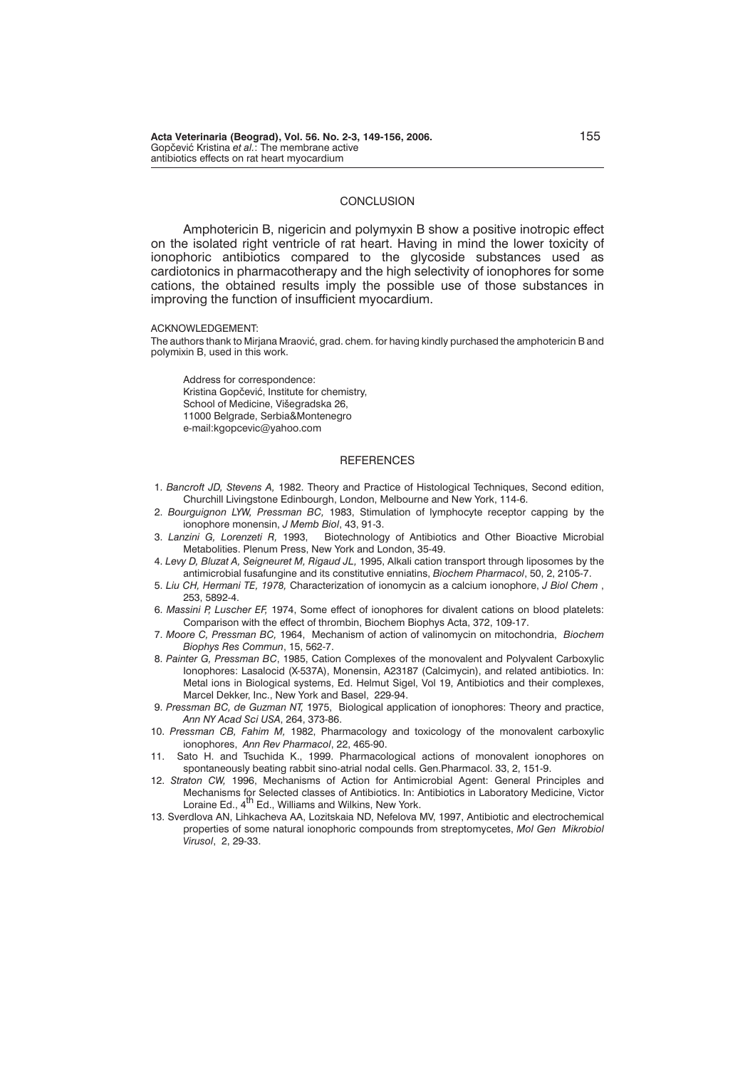## CONCLUSION

Amphotericin B, nigericin and polymyxin B show a positive inotropic effect on the isolated right ventricle of rat heart. Having in mind the lower toxicity of ionophoric antibiotics compared to the glycoside substances used as cardiotonics in pharmacotherapy and the high selectivity of ionophores for some cations, the obtained results imply the possible use of those substances in improving the function of insufficient myocardium.

ACKNOWLEDGEMENT:

The authors thank to Mirjana Mraović, grad. chem. for having kindly purchased the amphotericin B and polymixin B, used in this work.

Address for correspondence:
Kristina Gopčević, Institute for chemistry,
School of Medicine, Višegradska 26,
11000 Belgrade, Serbia&Montenegro
e-mail:kgopcevic@yahoo.com

## REFERENCES

1. *Bancroft JD, Stevens A,* 1982. Theory and Practice of Histological Techniques, Second edition, Churchill Livingstone Edinbourgh, London, Melbourne and New York, 114-6.
2. *Bourguignon LYW, Pressman BC,* 1983, Stimulation of lymphocyte receptor capping by the ionophore monensin, *J Memb Biol*, 43, 91-3.
3. *Lanzini G, Lorenzeti R,* 1993, Biotechnology of Antibiotics and Other Bioactive Microbial Metabolities. Plenum Press, New York and London, 35-49.
4. *Levy D, Bluzat A, Seigneuret M, Rigaud JL,* 1995, Alkali cation transport through liposomes by the antimicrobial fusafungine and its constitutive enniatins, *Biochem Pharmacol*, 50, 2, 2105-7.
5. *Liu CH, Hermani TE, 1978,* Characterization of ionomycin as a calcium ionophore, *J Biol Chem* , 253, 5892-4.
6. *Massini P, Luscher EF,* 1974, Some effect of ionophores for divalent cations on blood platelets: Comparison with the effect of thrombin, Biochem Biophys Acta, 372, 109-17.
7. *Moore C, Pressman BC,* 1964, Mechanism of action of valinomycin on mitochondria, *Biochem Biophys Res Commun*, 15, 562-7.
8. *Painter G, Pressman BC*, 1985, Cation Complexes of the monovalent and Polyvalent Carboxylic Ionophores: Lasalocid (X-537A), Monensin, A23187 (Calcimycin), and related antibiotics. In: Metal ions in Biological systems, Ed. Helmut Sigel, Vol 19, Antibiotics and their complexes, Marcel Dekker, Inc., New York and Basel, 229-94.
9. *Pressman BC, de Guzman NT,* 1975, Biological application of ionophores: Theory and practice, *Ann NY Acad Sci USA*, 264, 373-86.
10. *Pressman CB, Fahim M,* 1982, Pharmacology and toxicology of the monovalent carboxylic ionophores, *Ann Rev Pharmacol*, 22, 465-90.
11. Sato H. and Tsuchida K., 1999. Pharmacological actions of monovalent ionophores on spontaneously beating rabbit sino-atrial nodal cells. Gen.Pharmacol. 33, 2, 151-9.
12. *Straton CW,* 1996, Mechanisms of Action for Antimicrobial Agent: General Principles and Mechanisms for Selected classes of Antibiotics. In: Antibiotics in Laboratory Medicine, Victor Loraine Ed., 4th Ed., Williams and Wilkins, New York.
13. Sverdlova AN, Lihkacheva AA, Lozitskaia ND, Nefelova MV, 1997, Antibiotic and electrochemical properties of some natural ionophoric compounds from streptomycetes, *Mol Gen Mikrobiol Virusol*, 2, 29-33.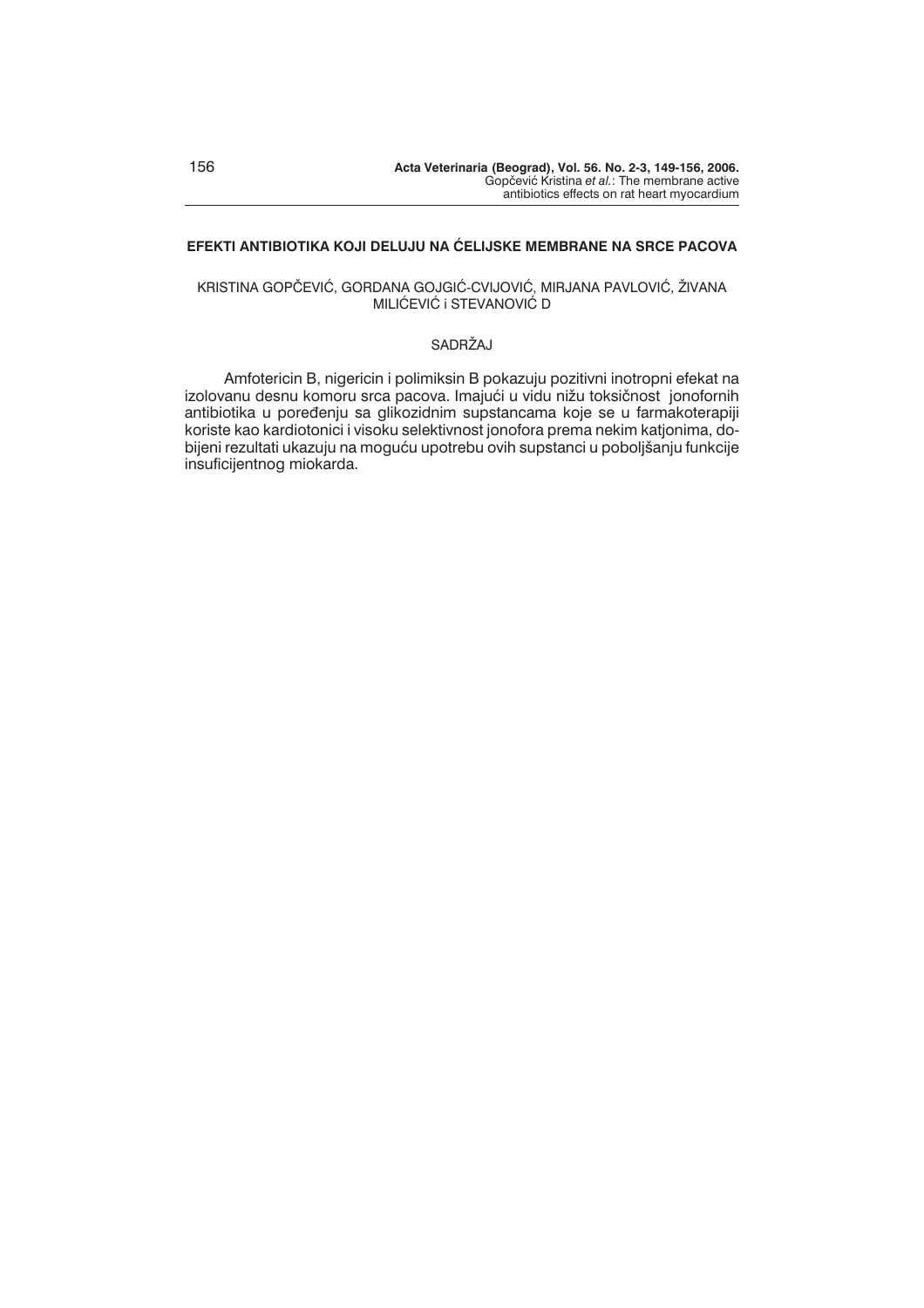## EFEKTI ANTIBIOTIKA KOJI DELUJU NA ĆELIJSKE MEMBRANE NA SRCE PACOVA

KRISTINA GOPČEVIĆ, GORDANA GOJGIĆ-CVIJOVIĆ, MIRJANA PAVLOVIĆ, ŽIVANA MILIĆEVIĆ i STEVANOVIĆ D

### SADRŽAJ

Amfotericin B, nigericin i polimiksin B pokazuju pozitivni inotropni efekat na izolovanu desnu komoru srca pacova. Imajući u vidu nižu toksičnost jonofornih antibiotika u poređenju sa glikozidnim supstancama koje se u farmakoterapiji koriste kao kardiotonici i visoku selektivnost jonofora prema nekim katjonima, dobijeni rezultati ukazuju na moguću upotrebu ovih supstanci u poboljšanju funkcije insuficijentnog miokarda.